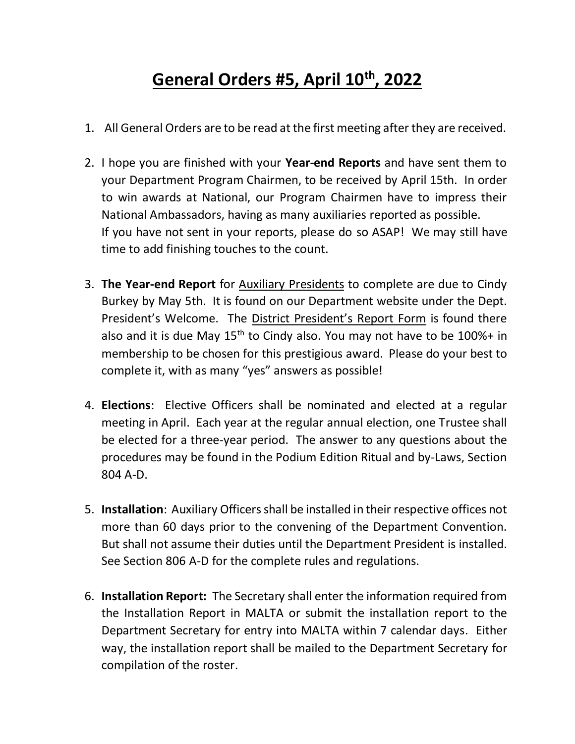# General Orders #5, April 10th, 2022

1. All General Orders are to be read at the first meeting after they are received.

2. I hope you are finished with your **Year-end Reports** and have sent them to your Department Program Chairmen, to be received by April 15th. In order to win awards at National, our Program Chairmen have to impress their National Ambassadors, having as many auxiliaries reported as possible. If you have not sent in your reports, please do so ASAP! We may still have time to add finishing touches to the count.

3. **The Year-end Report** for Auxiliary Presidents to complete are due to Cindy Burkey by May 5th. It is found on our Department website under the Dept. President's Welcome. The District President's Report Form is found there also and it is due May 15th to Cindy also. You may not have to be 100%+ in membership to be chosen for this prestigious award. Please do your best to complete it, with as many "yes" answers as possible!

4. **Elections**: Elective Officers shall be nominated and elected at a regular meeting in April. Each year at the regular annual election, one Trustee shall be elected for a three-year period. The answer to any questions about the procedures may be found in the Podium Edition Ritual and by-Laws, Section 804 A-D.

5. **Installation**: Auxiliary Officers shall be installed in their respective offices not more than 60 days prior to the convening of the Department Convention. But shall not assume their duties until the Department President is installed. See Section 806 A-D for the complete rules and regulations.

6. **Installation Report:** The Secretary shall enter the information required from the Installation Report in MALTA or submit the installation report to the Department Secretary for entry into MALTA within 7 calendar days. Either way, the installation report shall be mailed to the Department Secretary for compilation of the roster.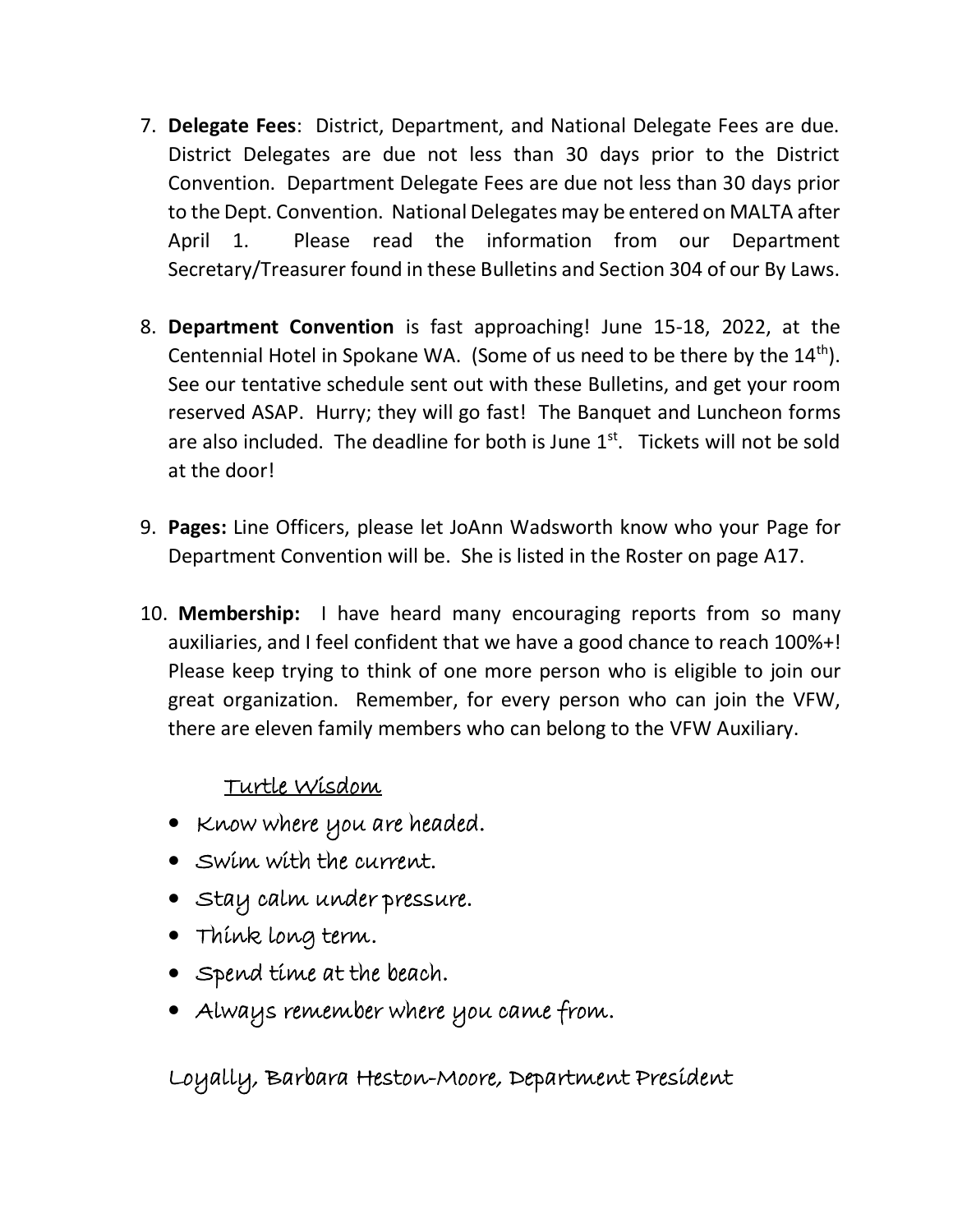7. **Delegate Fees**: District, Department, and National Delegate Fees are due. District Delegates are due not less than 30 days prior to the District Convention. Department Delegate Fees are due not less than 30 days prior to the Dept. Convention. National Delegates may be entered on MALTA after April 1. Please read the information from our Department Secretary/Treasurer found in these Bulletins and Section 304 of our By Laws.

8. **Department Convention** is fast approaching! June 15-18, 2022, at the Centennial Hotel in Spokane WA. (Some of us need to be there by the 14th). See our tentative schedule sent out with these Bulletins, and get your room reserved ASAP. Hurry; they will go fast! The Banquet and Luncheon forms are also included. The deadline for both is June 1st. Tickets will not be sold at the door!

9. **Pages:** Line Officers, please let JoAnn Wadsworth know who your Page for Department Convention will be. She is listed in the Roster on page A17.

10. **Membership:** I have heard many encouraging reports from so many auxiliaries, and I feel confident that we have a good chance to reach 100%+! Please keep trying to think of one more person who is eligible to join our great organization. Remember, for every person who can join the VFW, there are eleven family members who can belong to the VFW Auxiliary.

<u>Turtle Wisdom</u>

- Know where you are headed.
- Swim with the current.
- Stay calm under pressure.
- Think long term.
- Spend time at the beach.
- Always remember where you came from.

Loyally, Barbara Heston-Moore, Department President